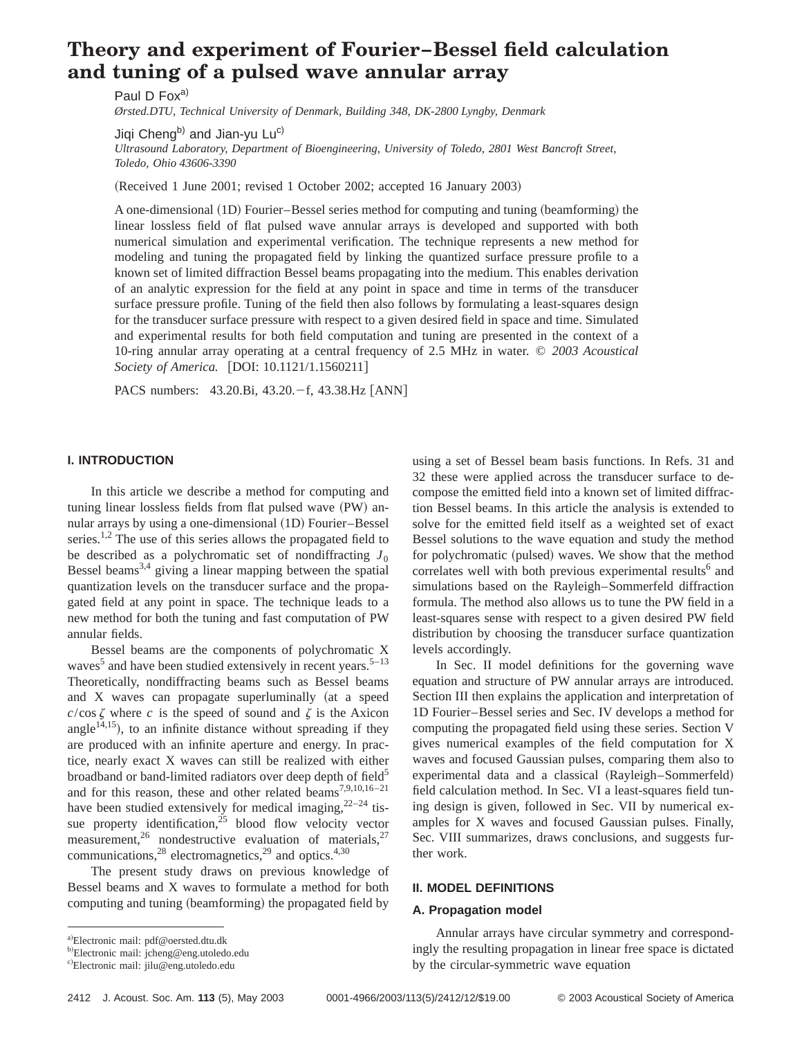# Theory and experiment of Fourier–Bessel field calculation and tuning of a pulsed wave annular array

Paul D Fox[a)]

*Ørsted.DTU, Technical University of Denmark, Building 348, DK-2800 Lyngby, Denmark*

Jiqi Cheng[b)] and Jian-yu Lu[c)]

*Ultrasound Laboratory, Department of Bioengineering, University of Toledo, 2801 West Bancroft Street, Toledo, Ohio 43606-3390*

(Received 1 June 2001; revised 1 October 2002; accepted 16 January 2003)

A one-dimensional (1D) Fourier–Bessel series method for computing and tuning (beamforming) the linear lossless field of flat pulsed wave annular arrays is developed and supported with both numerical simulation and experimental verification. The technique represents a new method for modeling and tuning the propagated field by linking the quantized surface pressure profile to a known set of limited diffraction Bessel beams propagating into the medium. This enables derivation of an analytic expression for the field at any point in space and time in terms of the transducer surface pressure profile. Tuning of the field then also follows by formulating a least-squares design for the transducer surface pressure with respect to a given desired field in space and time. Simulated and experimental results for both field computation and tuning are presented in the context of a 10-ring annular array operating at a central frequency of 2.5 MHz in water. © *2003 Acoustical Society of America.* [DOI: 10.1121/1.1560211]

PACS numbers: 43.20.Bi, 43.20.−f, 43.38.Hz [ANN]

## I. INTRODUCTION

In this article we describe a method for computing and tuning linear lossless fields from flat pulsed wave (PW) annular arrays by using a one-dimensional (1D) Fourier–Bessel series.[1,2] The use of this series allows the propagated field to be described as a polychromatic set of nondiffracting $J_0$ Bessel beams[3,4] giving a linear mapping between the spatial quantization levels on the transducer surface and the propagated field at any point in space. The technique leads to a new method for both the tuning and fast computation of PW annular fields.

Bessel beams are the components of polychromatic X waves[5] and have been studied extensively in recent years.[5–13] Theoretically, nondiffracting beams such as Bessel beams and X waves can propagate superluminally (at a speed $c/\cos\zeta$ where $c$ is the speed of sound and $\zeta$ is the Axicon angle[14,15]), to an infinite distance without spreading if they are produced with an infinite aperture and energy. In practice, nearly exact X waves can still be realized with either broadband or band-limited radiators over deep depth of field[5] and for this reason, these and other related beams[7,9,10,16–21] have been studied extensively for medical imaging,[22–24] tissue property identification,[25] blood flow velocity vector measurement,[26] nondestructive evaluation of materials,[27] communications,[28] electromagnetics,[29] and optics.[4,30]

The present study draws on previous knowledge of Bessel beams and X waves to formulate a method for both computing and tuning (beamforming) the propagated field by using a set of Bessel beam basis functions. In Refs. 31 and 32 these were applied across the transducer surface to decompose the emitted field into a known set of limited diffraction Bessel beams. In this article the analysis is extended to solve for the emitted field itself as a weighted set of exact Bessel solutions to the wave equation and study the method for polychromatic (pulsed) waves. We show that the method correlates well with both previous experimental results[6] and simulations based on the Rayleigh–Sommerfeld diffraction formula. The method also allows us to tune the PW field in a least-squares sense with respect to a given desired PW field distribution by choosing the transducer surface quantization levels accordingly.

In Sec. II model definitions for the governing wave equation and structure of PW annular arrays are introduced. Section III then explains the application and interpretation of 1D Fourier–Bessel series and Sec. IV develops a method for computing the propagated field using these series. Section V gives numerical examples of the field computation for X waves and focused Gaussian pulses, comparing them also to experimental data and a classical (Rayleigh–Sommerfeld) field calculation method. In Sec. VI a least-squares field tuning design is given, followed in Sec. VII by numerical examples for X waves and focused Gaussian pulses. Finally, Sec. VIII summarizes, draws conclusions, and suggests further work.

## II. MODEL DEFINITIONS

### A. Propagation model

Annular arrays have circular symmetry and correspondingly the resulting propagation in linear free space is dictated by the circular-symmetric wave equation

---

[a)]Electronic mail: pdf@oersted.dtu.dk

[b)]Electronic mail: jcheng@eng.utoledo.edu

[c)]Electronic mail: jilu@eng.utoledo.edu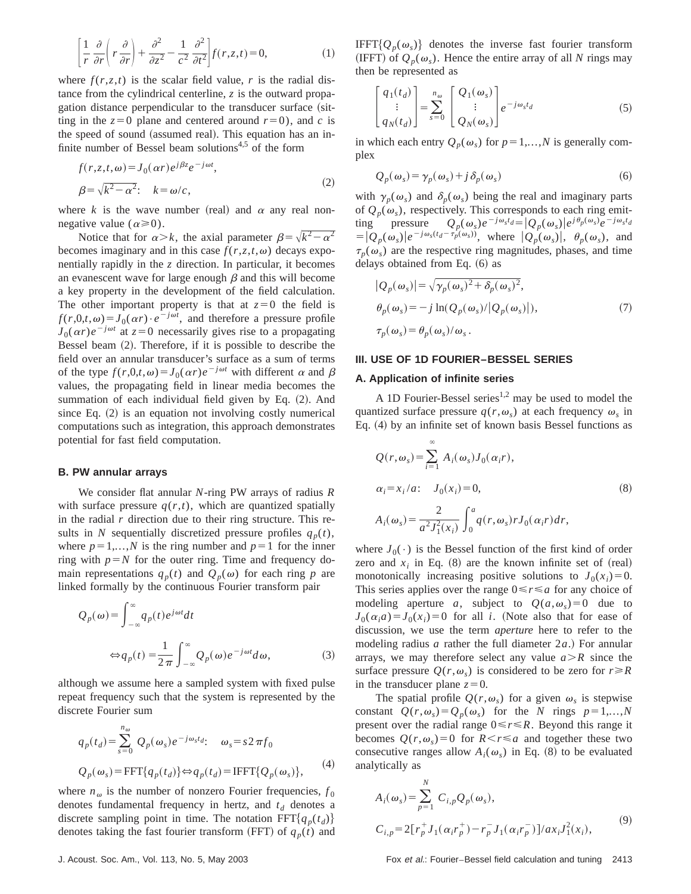$$\left[\frac{1}{r}\frac{\partial}{\partial r}\left(r\frac{\partial}{\partial r}\right)+\frac{\partial^2}{\partial z^2}-\frac{1}{c^2}\frac{\partial^2}{\partial t^2}\right]f(r,z,t)=0, \tag{1}$$

where $f(r,z,t)$ is the scalar field value, $r$ is the radial distance from the cylindrical centerline, $z$ is the outward propagation distance perpendicular to the transducer surface (sitting in the $z=0$ plane and centered around $r=0$), and $c$ is the speed of sound (assumed real). This equation has an infinite number of Bessel beam solutions[4,5] of the form

$$f(r,z,t,\omega)=J_0(\alpha r)e^{j\beta z}e^{-j\omega t},$$
$$\beta=\sqrt{k^2-\alpha^2}:\quad k=\omega/c, \tag{2}$$

where $k$ is the wave number (real) and $\alpha$ any real nonnegative value ($\alpha\geqslant 0$).

Notice that for $\alpha>k$, the axial parameter $\beta=\sqrt{k^2-\alpha^2}$ becomes imaginary and in this case $f(r,z,t,\omega)$ decays exponentially rapidly in the $z$ direction. In particular, it becomes an evanescent wave for large enough $\beta$ and this will become a key property in the development of the field calculation. The other important property is that at $z=0$ the field is $f(r,0,t,\omega)=J_0(\alpha r)\cdot e^{-j\omega t}$, and therefore a pressure profile $J_0(\alpha r)e^{-j\omega t}$ at $z=0$ necessarily gives rise to a propagating Bessel beam (2). Therefore, if it is possible to describe the field over an annular transducer's surface as a sum of terms of the type $f(r,0,t,\omega)=J_0(\alpha r)e^{-j\omega t}$ with different $\alpha$ and $\beta$ values, the propagating field in linear media becomes the summation of each individual field given by Eq. (2). And since Eq. (2) is an equation not involving costly numerical computations such as integration, this approach demonstrates potential for fast field computation.

### B. PW annular arrays

We consider flat annular $N$-ring PW arrays of radius $R$ with surface pressure $q(r,t)$, which are quantized spatially in the radial $r$ direction due to their ring structure. This results in $N$ sequentially discretized pressure profiles $q_p(t)$, where $p=1,\ldots,N$ is the ring number and $p=1$ for the inner ring with $p=N$ for the outer ring. Time and frequency domain representations $q_p(t)$ and $Q_p(\omega)$ for each ring $p$ are linked formally by the continuous Fourier transform pair

$$Q_p(\omega)=\int_{-\infty}^{\infty}q_p(t)e^{j\omega t}dt$$
$$\Leftrightarrow q_p(t)=\frac{1}{2\pi}\int_{-\infty}^{\infty}Q_p(\omega)e^{-j\omega t}d\omega, \tag{3}$$

although we assume here a sampled system with fixed pulse repeat frequency such that the system is represented by the discrete Fourier sum

$$q_p(t_d)=\sum_{s=0}^{n_\omega}Q_p(\omega_s)e^{-j\omega_s t_d}:\quad \omega_s=s2\pi f_0$$
$$Q_p(\omega_s)=\mathrm{FFT}\{q_p(t_d)\}\Leftrightarrow q_p(t_d)=\mathrm{IFFT}\{Q_p(\omega_s)\}, \tag{4}$$

where $n_\omega$ is the number of nonzero Fourier frequencies, $f_0$ denotes fundamental frequency in hertz, and $t_d$ denotes a discrete sampling point in time. The notation $\mathrm{FFT}\{q_p(t_d)\}$ denotes taking the fast fourier transform (FFT) of $q_p(t)$ and $\mathrm{IFFT}\{Q_p(\omega_s)\}$ denotes the inverse fast fourier transform (IFFT) of $Q_p(\omega_s)$. Hence the entire array of all $N$ rings may then be represented as

$$\begin{bmatrix} q_1(t_d)\\ \vdots \\ q_N(t_d)\end{bmatrix}=\sum_{s=0}^{n_\omega}\begin{bmatrix} Q_1(\omega_s)\\ \vdots \\ Q_N(\omega_s)\end{bmatrix}e^{-j\omega_s t_d} \tag{5}$$

in which each entry $Q_p(\omega_s)$ for $p=1,\ldots,N$ is generally complex

$$Q_p(\omega_s)=\gamma_p(\omega_s)+j\delta_p(\omega_s) \tag{6}$$

with $\gamma_p(\omega_s)$ and $\delta_p(\omega_s)$ being the real and imaginary parts of $Q_p(\omega_s)$, respectively. This corresponds to each ring emitting pressure $Q_p(\omega_s)e^{-j\omega_s t_d}=|Q_p(\omega_s)|e^{j\theta_p(\omega_s)}e^{-j\omega_s t_d}=|Q_p(\omega_s)|e^{-j\omega_s(t_d-\tau_p(\omega_s))}$, where $|Q_p(\omega_s)|$, $\theta_p(\omega_s)$, and $\tau_p(\omega_s)$ are the respective ring magnitudes, phases, and time delays obtained from Eq. (6) as

$$|Q_p(\omega_s)|=\sqrt{\gamma_p(\omega_s)^2+\delta_p(\omega_s)^2},$$
$$\theta_p(\omega_s)=-j\ln(Q_p(\omega_s)/|Q_p(\omega_s)|), \tag{7}$$
$$\tau_p(\omega_s)=\theta_p(\omega_s)/\omega_s.$$

## III. USE OF 1D FOURIER–BESSEL SERIES

### A. Application of infinite series

A 1D Fourier-Bessel series[1,2] may be used to model the quantized surface pressure $q(r,\omega_s)$ at each frequency $\omega_s$ in Eq. (4) by an infinite set of known basis Bessel functions as

$$Q(r,\omega_s)=\sum_{i=1}^{\infty}A_i(\omega_s)J_0(\alpha_i r),$$
$$\alpha_i=x_i/a:\quad J_0(x_i)=0, \tag{8}$$
$$A_i(\omega_s)=\frac{2}{a^2J_1^2(x_i)}\int_0^a q(r,\omega_s)rJ_0(\alpha_i r)dr,$$

where $J_0(\cdot)$ is the Bessel function of the first kind of order zero and $x_i$ in Eq. (8) are the known infinite set of (real) monotonically increasing positive solutions to $J_0(x_i)=0$. This series applies over the range $0\leqslant r\leqslant a$ for any choice of modeling aperture $a$, subject to $Q(a,\omega_s)=0$ due to $J_0(\alpha_i a)=J_0(x_i)=0$ for all $i$. (Note also that for ease of discussion, we use the term *aperture* here to refer to the modeling radius $a$ rather the full diameter $2a$.) For annular arrays, we may therefore select any value $a>R$ since the surface pressure $Q(r,\omega_s)$ is considered to be zero for $r\geqslant R$ in the transducer plane $z=0$.

The spatial profile $Q(r,\omega_s)$ for a given $\omega_s$ is stepwise constant $Q(r,\omega_s)=Q_p(\omega_s)$ for the $N$ rings $p=1,\ldots,N$ present over the radial range $0\leqslant r\leqslant R$. Beyond this range it becomes $Q(r,\omega_s)=0$ for $R<r\leqslant a$ and together these two consecutive ranges allow $A_i(\omega_s)$ in Eq. (8) to be evaluated analytically as

$$A_i(\omega_s)=\sum_{p=1}^{N}C_{i,p}Q_p(\omega_s),$$
$$C_{i,p}=2[r_p^+J_1(\alpha_i r_p^+)-r_p^-J_1(\alpha_i r_p^-)]/ax_iJ_1^2(x_i), \tag{9}$$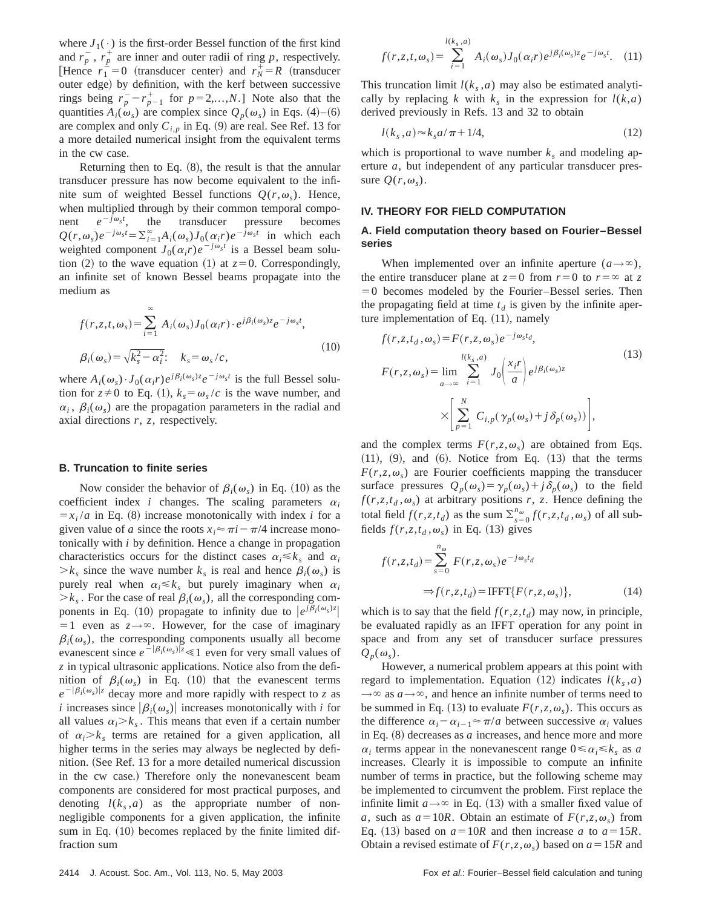where $J_1(\cdot)$ is the first-order Bessel function of the first kind and $r_p^-$, $r_p^+$ are inner and outer radii of ring $p$, respectively. [Hence $r_1^-=0$ (transducer center) and $r_N^+=R$ (transducer outer edge) by definition, with the kerf between successive rings being $r_p^- - r_{p-1}^+$ for $p=2,\ldots,N$.] Note also that the quantities $A_i(\omega_s)$ are complex since $Q_p(\omega_s)$ in Eqs. (4)–(6) are complex and only $C_{i,p}$ in Eq. (9) are real. See Ref. 13 for a more detailed numerical insight from the equivalent terms in the cw case.

Returning then to Eq. (8), the result is that the annular transducer pressure has now become equivalent to the infinite sum of weighted Bessel functions $Q(r,\omega_s)$. Hence, when multiplied through by their common temporal component $e^{-j\omega_s t}$, the transducer pressure becomes $Q(r,\omega_s)e^{-j\omega_s t}=\sum_{i=1}^{\infty}A_i(\omega_s)J_0(\alpha_i r)e^{-j\omega_s t}$ in which each weighted component $J_0(\alpha_i r)e^{-j\omega_s t}$ is a Bessel beam solution (2) to the wave equation (1) at $z=0$. Correspondingly, an infinite set of known Bessel beams propagate into the medium as

$$
\begin{aligned}
f(r,z,t,\omega_s)&=\sum_{i=1}^{\infty}A_i(\omega_s)J_0(\alpha_i r)\cdot e^{j\beta_i(\omega_s)z}e^{-j\omega_s t},\\
\beta_i(\omega_s)&=\sqrt{k_s^2-\alpha_i^2}:\quad k_s=\omega_s/c,
\end{aligned}
\tag{10}
$$

where $A_i(\omega_s)\cdot J_0(\alpha_i r)e^{j\beta_i(\omega_s)z}e^{-j\omega_s t}$ is the full Bessel solution for $z\neq 0$ to Eq. (1), $k_s=\omega_s/c$ is the wave number, and $\alpha_i$, $\beta_i(\omega_s)$ are the propagation parameters in the radial and axial directions $r$, $z$, respectively.

### B. Truncation to finite series

Now consider the behavior of $\beta_i(\omega_s)$ in Eq. (10) as the coefficient index $i$ changes. The scaling parameters $\alpha_i=x_i/a$ in Eq. (8) increase monotonically with index $i$ for a given value of $a$ since the roots $x_i\approx\pi i-\pi/4$ increase monotonically with $i$ by definition. Hence a change in propagation characteristics occurs for the distinct cases $\alpha_i\leqslant k_s$ and $\alpha_i>k_s$ since the wave number $k_s$ is real and hence $\beta_i(\omega_s)$ is purely real when $\alpha_i\leqslant k_s$ but purely imaginary when $\alpha_i>k_s$. For the case of real $\beta_i(\omega_s)$, all the corresponding components in Eq. (10) propagate to infinity due to $|e^{j\beta_i(\omega_s)z}|=1$ even as $z\to\infty$. However, for the case of imaginary $\beta_i(\omega_s)$, the corresponding components usually all become evanescent since $e^{-|\beta_i(\omega_s)|z}\ll 1$ even for very small values of $z$ in typical ultrasonic applications. Notice also from the definition of $\beta_i(\omega_s)$ in Eq. (10) that the evanescent terms $e^{-|\beta_i(\omega_s)|z}$ decay more and more rapidly with respect to $z$ as $i$ increases since $|\beta_i(\omega_s)|$ increases monotonically with $i$ for all values $\alpha_i>k_s$. This means that even if a certain number of $\alpha_i>k_s$ terms are retained for a given application, all higher terms in the series may always be neglected by definition. (See Ref. 13 for a more detailed numerical discussion in the cw case.) Therefore only the nonevanescent beam components are considered for most practical purposes, and denoting $l(k_s,a)$ as the appropriate number of nonnegligible components for a given application, the infinite sum in Eq. (10) becomes replaced by the finite limited diffraction sum

$$
f(r,z,t,\omega_s)=\sum_{i=1}^{l(k_s,a)}A_i(\omega_s)J_0(\alpha_i r)e^{j\beta_i(\omega_s)z}e^{-j\omega_s t}. \tag{11}
$$

This truncation limit $l(k_s,a)$ may also be estimated analytically by replacing $k$ with $k_s$ in the expression for $l(k,a)$ derived previously in Refs. 13 and 32 to obtain

$$
l(k_s,a)\approx k_s a/\pi+1/4, \tag{12}
$$

which is proportional to wave number $k_s$ and modeling aperture $a$, but independent of any particular transducer pressure $Q(r,\omega_s)$.

## IV. THEORY FOR FIELD COMPUTATION

### A. Field computation theory based on Fourier–Bessel series

When implemented over an infinite aperture $(a\to\infty)$, the entire transducer plane at $z=0$ from $r=0$ to $r=\infty$ at $z=0$ becomes modeled by the Fourier–Bessel series. Then the propagating field at time $t_d$ is given by the infinite aperture implementation of Eq. (11), namely

$$
\begin{aligned}
f(r,z,t_d,\omega_s)&=F(r,z,\omega_s)e^{-j\omega_s t_d},\\
F(r,z,\omega_s)&=\lim_{a\to\infty}\sum_{i=1}^{l(k_s,a)}J_0\left(\frac{x_i r}{a}\right)e^{j\beta_i(\omega_s)z}\\
&\quad\times\left[\sum_{p=1}^{N}C_{i,p}(\gamma_p(\omega_s)+j\delta_p(\omega_s))\right],
\end{aligned}
\tag{13}
$$

and the complex terms $F(r,z,\omega_s)$ are obtained from Eqs. (11), (9), and (6). Notice from Eq. (13) that the terms $F(r,z,\omega_s)$ are Fourier coefficients mapping the transducer surface pressures $Q_p(\omega_s)=\gamma_p(\omega_s)+j\delta_p(\omega_s)$ to the field $f(r,z,t_d,\omega_s)$ at arbitrary positions $r$, $z$. Hence defining the total field $f(r,z,t_d)$ as the sum $\sum_{s=0}^{n_\omega}f(r,z,t_d,\omega_s)$ of all subfields $f(r,z,t_d,\omega_s)$ in Eq. (13) gives

$$
\begin{aligned}
f(r,z,t_d)&=\sum_{s=0}^{n_\omega}F(r,z,\omega_s)e^{-j\omega_s t_d}\\
&\Rightarrow f(r,z,t_d)=\mathrm{IFFT}\{F(r,z,\omega_s)\},
\end{aligned}
\tag{14}
$$

which is to say that the field $f(r,z,t_d)$ may now, in principle, be evaluated rapidly as an IFFT operation for any point in space and from any set of transducer surface pressures $Q_p(\omega_s)$.

However, a numerical problem appears at this point with regard to implementation. Equation (12) indicates $l(k_s,a)\to\infty$ as $a\to\infty$, and hence an infinite number of terms need to be summed in Eq. (13) to evaluate $F(r,z,\omega_s)$. This occurs as the difference $\alpha_i-\alpha_{i-1}\approx\pi/a$ between successive $\alpha_i$ values in Eq. (8) decreases as $a$ increases, and hence more and more $\alpha_i$ terms appear in the nonevanescent range $0\leqslant\alpha_i\leqslant k_s$ as $a$ increases. Clearly it is impossible to compute an infinite number of terms in practice, but the following scheme may be implemented to circumvent the problem. First replace the infinite limit $a\to\infty$ in Eq. (13) with a smaller fixed value of $a$, such as $a=10R$. Obtain an estimate of $F(r,z,\omega_s)$ from Eq. (13) based on $a=10R$ and then increase $a$ to $a=15R$. Obtain a revised estimate of $F(r,z,\omega_s)$ based on $a=15R$ and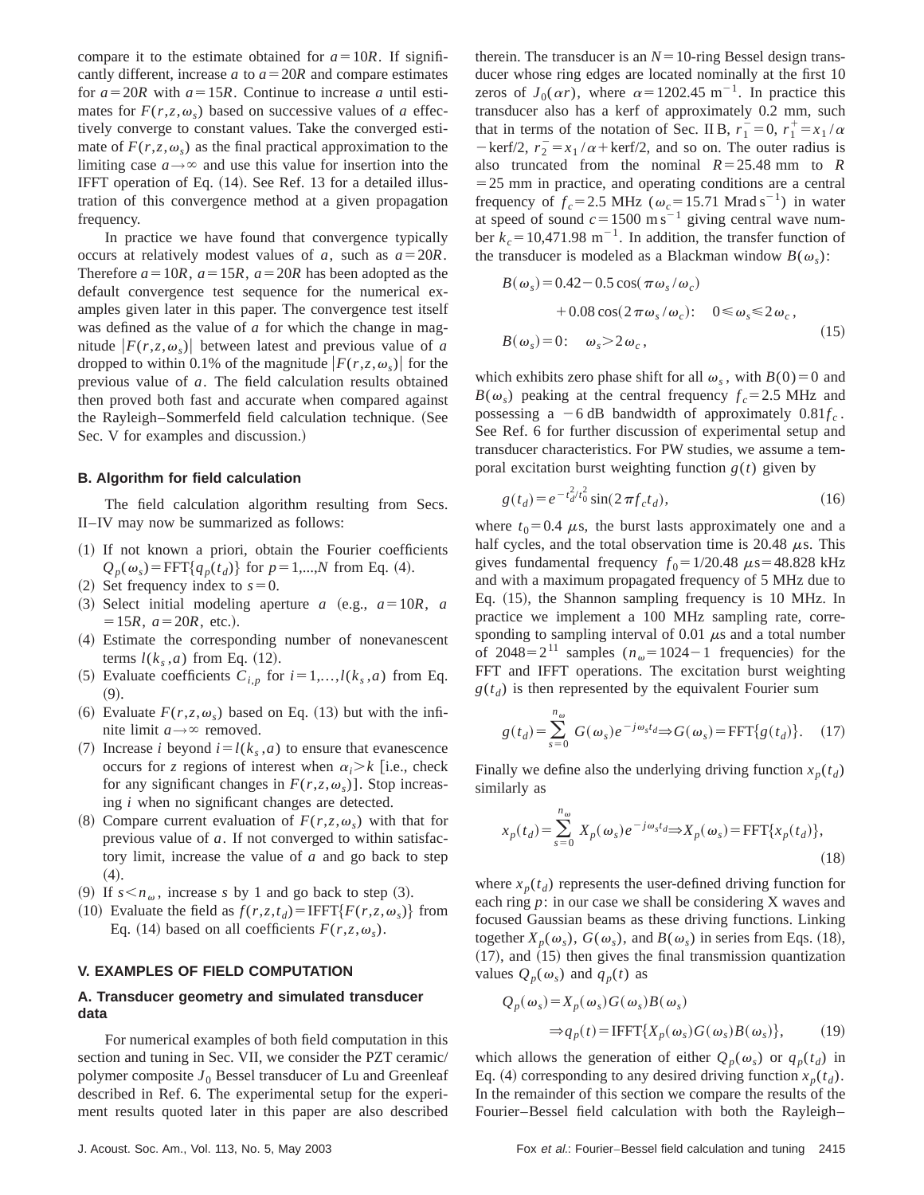compare it to the estimate obtained for $a=10R$. If significantly different, increase $a$ to $a=20R$ and compare estimates for $a=20R$ with $a=15R$. Continue to increase $a$ until estimates for $F(r,z,\omega_s)$ based on successive values of $a$ effectively converge to constant values. Take the converged estimate of $F(r,z,\omega_s)$ as the final practical approximation to the limiting case $a\rightarrow\infty$ and use this value for insertion into the IFFT operation of Eq. (14). See Ref. 13 for a detailed illustration of this convergence method at a given propagation frequency.

In practice we have found that convergence typically occurs at relatively modest values of $a$, such as $a=20R$. Therefore $a=10R$, $a=15R$, $a=20R$ has been adopted as the default convergence test sequence for the numerical examples given later in this paper. The convergence test itself was defined as the value of $a$ for which the change in magnitude $|F(r,z,\omega_s)|$ between latest and previous value of $a$ dropped to within 0.1% of the magnitude $|F(r,z,\omega_s)|$ for the previous value of $a$. The field calculation results obtained then proved both fast and accurate when compared against the Rayleigh–Sommerfeld field calculation technique. (See Sec. V for examples and discussion.)

### B. Algorithm for field calculation

The field calculation algorithm resulting from Secs. II–IV may now be summarized as follows:

(1) If not known a priori, obtain the Fourier coefficients $Q_p(\omega_s)=\text{FFT}\{q_p(t_d)\}$ for $p=1,...,N$ from Eq. (4).
(2) Set frequency index to $s=0$.
(3) Select initial modeling aperture $a$ (e.g., $a=10R$, $a=15R$, $a=20R$, etc.).
(4) Estimate the corresponding number of nonevanescent terms $l(k_s,a)$ from Eq. (12).
(5) Evaluate coefficients $C_{i,p}$ for $i=1,\ldots,l(k_s,a)$ from Eq. (9).
(6) Evaluate $F(r,z,\omega_s)$ based on Eq. (13) but with the infinite limit $a\rightarrow\infty$ removed.
(7) Increase $i$ beyond $i=l(k_s,a)$ to ensure that evanescence occurs for $z$ regions of interest when $\alpha_i>k$ [i.e., check for any significant changes in $F(r,z,\omega_s)$]. Stop increasing $i$ when no significant changes are detected.
(8) Compare current evaluation of $F(r,z,\omega_s)$ with that for previous value of $a$. If not converged to within satisfactory limit, increase the value of $a$ and go back to step (4).
(9) If $s<n_\omega$, increase $s$ by 1 and go back to step (3).
(10) Evaluate the field as $f(r,z,t_d)=\text{IFFT}\{F(r,z,\omega_s)\}$ from Eq. (14) based on all coefficients $F(r,z,\omega_s)$.

## V. EXAMPLES OF FIELD COMPUTATION

### A. Transducer geometry and simulated transducer data

For numerical examples of both field computation in this section and tuning in Sec. VII, we consider the PZT ceramic/polymer composite $J_0$ Bessel transducer of Lu and Greenleaf described in Ref. 6. The experimental setup for the experiment results quoted later in this paper are also described therein. The transducer is an $N=10$-ring Bessel design transducer whose ring edges are located nominally at the first 10 zeros of $J_0(\alpha r)$, where $\alpha=1202.45\ \text{m}^{-1}$. In practice this transducer also has a kerf of approximately 0.2 mm, such that in terms of the notation of Sec. II B, $r_1^-=0$, $r_1^+=x_1/\alpha-\text{kerf}/2$, $r_2^-=x_1/\alpha+\text{kerf}/2$, and so on. The outer radius is also truncated from the nominal $R=25.48$ mm to $R=25$ mm in practice, and operating conditions are a central frequency of $f_c=2.5$ MHz ($\omega_c=15.71\ \text{Mrad s}^{-1}$) in water at speed of sound $c=1500\ \text{m s}^{-1}$ giving central wave number $k_c=10{,}471.98\ \text{m}^{-1}$. In addition, the transfer function of the transducer is modeled as a Blackman window $B(\omega_s)$:

$$
\begin{aligned}
B(\omega_s)&=0.42-0.5\cos(\pi\omega_s/\omega_c)\\
&\quad+0.08\cos(2\pi\omega_s/\omega_c):\quad 0\leqslant\omega_s\leqslant 2\omega_c,\\
B(\omega_s)&=0:\quad \omega_s>2\omega_c,
\end{aligned}
\tag{15}
$$

which exhibits zero phase shift for all $\omega_s$, with $B(0)=0$ and $B(\omega_s)$ peaking at the central frequency $f_c=2.5$ MHz and possessing a $-6$ dB bandwidth of approximately $0.81f_c$. See Ref. 6 for further discussion of experimental setup and transducer characteristics. For PW studies, we assume a temporal excitation burst weighting function $g(t)$ given by

$$
g(t_d)=e^{-t_d^2/t_0^2}\sin(2\pi f_c t_d),
\tag{16}
$$

where $t_0=0.4\ \mu$s, the burst lasts approximately one and a half cycles, and the total observation time is 20.48 $\mu$s. This gives fundamental frequency $f_0=1/20.48\ \mu\text{s}=48.828$ kHz and with a maximum propagated frequency of 5 MHz due to Eq. (15), the Shannon sampling frequency is 10 MHz. In practice we implement a 100 MHz sampling rate, corresponding to sampling interval of 0.01 $\mu$s and a total number of $2048=2^{11}$ samples ($n_\omega=1024-1$ frequencies) for the FFT and IFFT operations. The excitation burst weighting $g(t_d)$ is then represented by the equivalent Fourier sum

$$
g(t_d)=\sum_{s=0}^{n_\omega}G(\omega_s)e^{-j\omega_s t_d}\Rightarrow G(\omega_s)=\text{FFT}\{g(t_d)\}.
\tag{17}
$$

Finally we define also the underlying driving function $x_p(t_d)$ similarly as

$$
x_p(t_d)=\sum_{s=0}^{n_\omega}X_p(\omega_s)e^{-j\omega_s t_d}\Rightarrow X_p(\omega_s)=\text{FFT}\{x_p(t_d)\},
\tag{18}
$$

where $x_p(t_d)$ represents the user-defined driving function for each ring $p$: in our case we shall be considering X waves and focused Gaussian beams as these driving functions. Linking together $X_p(\omega_s)$, $G(\omega_s)$, and $B(\omega_s)$ in series from Eqs. (18), (17), and (15) then gives the final transmission quantization values $Q_p(\omega_s)$ and $q_p(t)$ as

$$
\begin{aligned}
Q_p(\omega_s)&=X_p(\omega_s)G(\omega_s)B(\omega_s)\\
&\Rightarrow q_p(t)=\text{IFFT}\{X_p(\omega_s)G(\omega_s)B(\omega_s)\},
\end{aligned}
\tag{19}
$$

which allows the generation of either $Q_p(\omega_s)$ or $q_p(t_d)$ in Eq. (4) corresponding to any desired driving function $x_p(t_d)$. In the remainder of this section we compare the results of the Fourier–Bessel field calculation with both the Rayleigh–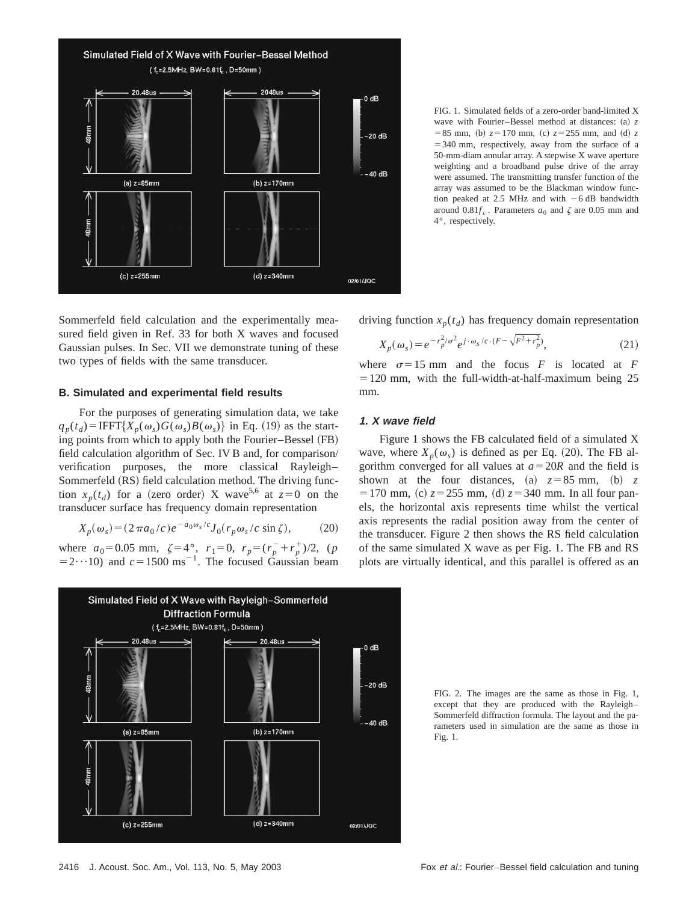FIG. 1. Simulated fields of a zero-order band-limited X wave with Fourier–Bessel method at distances: (a) $z = 85$ mm, (b) $z = 170$ mm, (c) $z = 255$ mm, and (d) $z = 340$ mm, respectively, away from the surface of a 50-mm-diam annular array. A stepwise X wave aperture weighting and a broadband pulse drive of the array were assumed. The transmitting transfer function of the array was assumed to be the Blackman window function peaked at 2.5 MHz and with $-6$ dB bandwidth around $0.81 f_c$. Parameters $a_0$ and $\zeta$ are 0.05 mm and 4°, respectively.

Sommerfeld field calculation and the experimentally measured field given in Ref. 33 for both X waves and focused Gaussian pulses. In Sec. VII we demonstrate tuning of these two types of fields with the same transducer.

### B. Simulated and experimental field results

For the purposes of generating simulation data, we take $q_p(t_d) = \mathrm{IFFT}\{X_p(\omega_s) G(\omega_s) B(\omega_s)\}$ in Eq. (19) as the starting points from which to apply both the Fourier–Bessel (FB) field calculation algorithm of Sec. IV B and, for comparison/verification purposes, the more classical Rayleigh–Sommerfeld (RS) field calculation method. The driving function $x_p(t_d)$ for a (zero order) X wave[5,6] at $z = 0$ on the transducer surface has frequency domain representation

$$X_p(\omega_s) = (2\pi a_0 / c) e^{-a_0 \omega_s / c} J_0(r_p \omega_s / c \sin \zeta), \tag{20}$$

where $a_0 = 0.05$ mm, $\zeta = 4°$, $r_1 = 0$, $r_p = (r_p^- + r_p^+)/2$, $(p = 2 \cdots 10)$ and $c = 1500\ \mathrm{ms}^{-1}$. The focused Gaussian beam driving function $x_p(t_d)$ has frequency domain representation

$$X_p(\omega_s) = e^{-r_p^2/\sigma^2} e^{j \cdot \omega_s / c \cdot (F - \sqrt{F^2 + r_p^2})}, \tag{21}$$

where $\sigma = 15$ mm and the focus $F$ is located at $F = 120$ mm, with the full-width-at-half-maximum being 25 mm.

#### 1. X wave field

Figure 1 shows the FB calculated field of a simulated X wave, where $X_p(\omega_s)$ is defined as per Eq. (20). The FB algorithm converged for all values at $a = 20R$ and the field is shown at the four distances, (a) $z = 85$ mm, (b) $z = 170$ mm, (c) $z = 255$ mm, (d) $z = 340$ mm. In all four panels, the horizontal axis represents time whilst the vertical axis represents the radial position away from the center of the transducer. Figure 2 then shows the RS field calculation of the same simulated X wave as per Fig. 1. The FB and RS plots are virtually identical, and this parallel is offered as an

FIG. 2. The images are the same as those in Fig. 1, except that they are produced with the Rayleigh–Sommerfeld diffraction formula. The layout and the parameters used in simulation are the same as those in Fig. 1.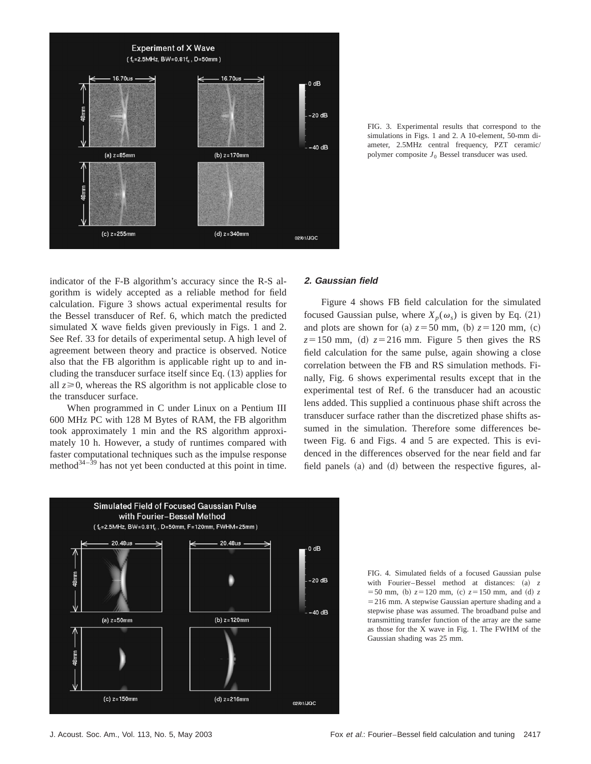FIG. 3. Experimental results that correspond to the simulations in Figs. 1 and 2. A 10-element, 50-mm diameter, 2.5MHz central frequency, PZT ceramic/polymer composite $J_0$ Bessel transducer was used.

indicator of the F-B algorithm's accuracy since the R-S algorithm is widely accepted as a reliable method for field calculation. Figure 3 shows actual experimental results for the Bessel transducer of Ref. 6, which match the predicted simulated X wave fields given previously in Figs. 1 and 2. See Ref. 33 for details of experimental setup. A high level of agreement between theory and practice is observed. Notice also that the FB algorithm is applicable right up to and including the transducer surface itself since Eq. (13) applies for all $z \geqslant 0$, whereas the RS algorithm is not applicable close to the transducer surface.

When programmed in C under Linux on a Pentium III 600 MHz PC with 128 M Bytes of RAM, the FB algorithm took approximately 1 min and the RS algorithm approximately 10 h. However, a study of runtimes compared with faster computational techniques such as the impulse response method[34–39] has not yet been conducted at this point in time.

### 2. Gaussian field

Figure 4 shows FB field calculation for the simulated focused Gaussian pulse, where $X_p(\omega_s)$ is given by Eq. (21) and plots are shown for (a) $z=50$ mm, (b) $z=120$ mm, (c) $z=150$ mm, (d) $z=216$ mm. Figure 5 then gives the RS field calculation for the same pulse, again showing a close correlation between the FB and RS simulation methods. Finally, Fig. 6 shows experimental results except that in the experimental test of Ref. 6 the transducer had an acoustic lens added. This supplied a continuous phase shift across the transducer surface rather than the discretized phase shifts assumed in the simulation. Therefore some differences between Fig. 6 and Figs. 4 and 5 are expected. This is evidenced in the differences observed for the near field and far field panels (a) and (d) between the respective figures, al-

FIG. 4. Simulated fields of a focused Gaussian pulse with Fourier–Bessel method at distances: (a) $z=50$ mm, (b) $z=120$ mm, (c) $z=150$ mm, and (d) $z=216$ mm. A stepwise Gaussian aperture shading and a stepwise phase was assumed. The broadband pulse and transmitting transfer function of the array are the same as those for the X wave in Fig. 1. The FWHM of the Gaussian shading was 25 mm.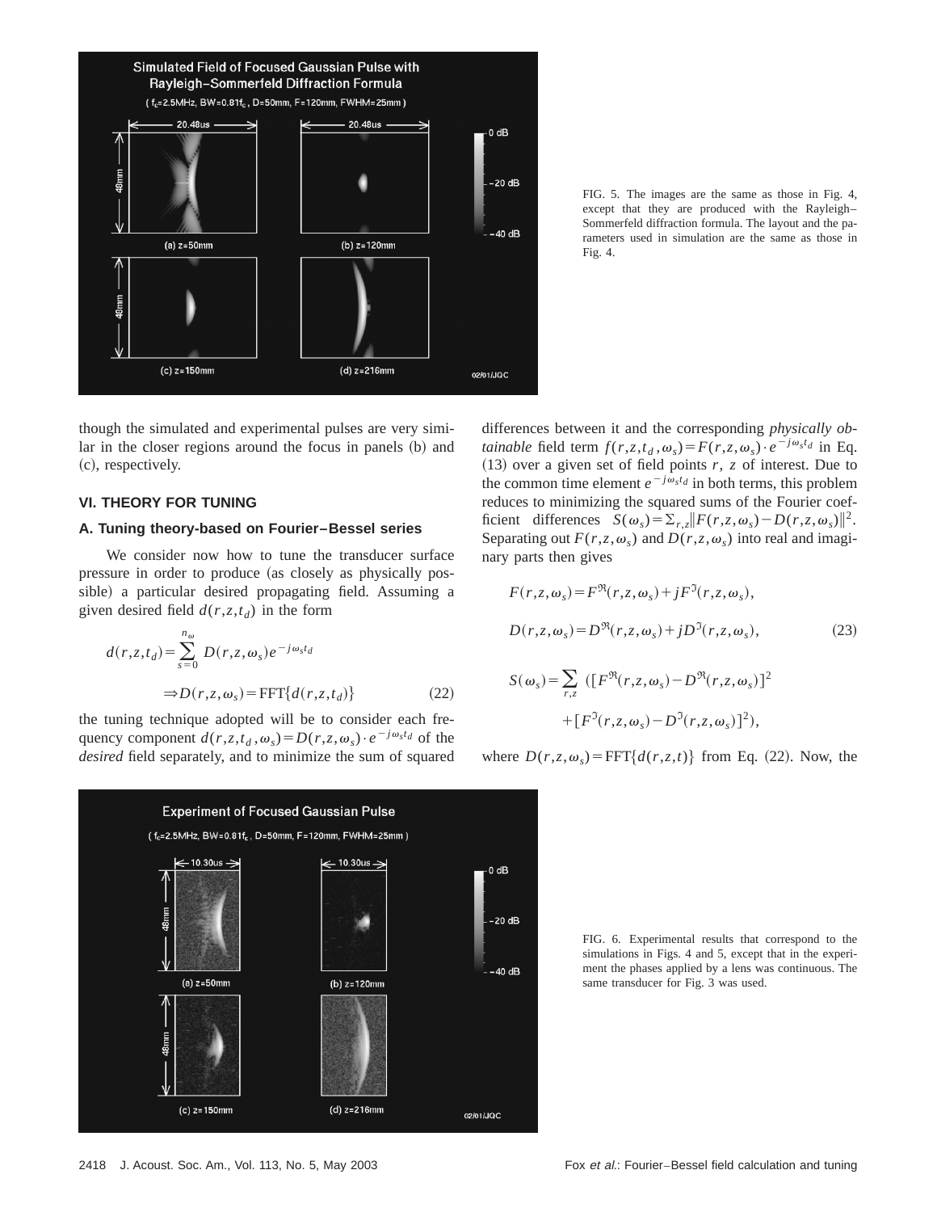FIG. 5. The images are the same as those in Fig. 4, except that they are produced with the Rayleigh–Sommerfeld diffraction formula. The layout and the parameters used in simulation are the same as those in Fig. 4.

though the simulated and experimental pulses are very similar in the closer regions around the focus in panels (b) and (c), respectively.

## VI. THEORY FOR TUNING

### A. Tuning theory-based on Fourier–Bessel series

We consider now how to tune the transducer surface pressure in order to produce (as closely as physically possible) a particular desired propagating field. Assuming a given desired field $d(r,z,t_d)$ in the form

$$d(r,z,t_d)=\sum_{s=0}^{n_\omega} D(r,z,\omega_s)e^{-j\omega_s t_d}$$

$$\Rightarrow D(r,z,\omega_s)=\text{FFT}\{d(r,z,t_d)\} \tag{22}$$

the tuning technique adopted will be to consider each frequency component $d(r,z,t_d,\omega_s)=D(r,z,\omega_s)\cdot e^{-j\omega_s t_d}$ of the *desired* field separately, and to minimize the sum of squared differences between it and the corresponding *physically obtainable* field term $f(r,z,t_d,\omega_s)=F(r,z,\omega_s)\cdot e^{-j\omega_s t_d}$ in Eq. (13) over a given set of field points $r$, $z$ of interest. Due to the common time element $e^{-j\omega_s t_d}$ in both terms, this problem reduces to minimizing the squared sums of the Fourier coefficient differences $S(\omega_s)=\Sigma_{r,z}\|F(r,z,\omega_s)-D(r,z,\omega_s)\|^2$. Separating out $F(r,z,\omega_s)$ and $D(r,z,\omega_s)$ into real and imaginary parts then gives

$$F(r,z,\omega_s)=F^{\Re}(r,z,\omega_s)+jF^{\Im}(r,z,\omega_s),$$

$$D(r,z,\omega_s)=D^{\Re}(r,z,\omega_s)+jD^{\Im}(r,z,\omega_s), \tag{23}$$

$$S(\omega_s)=\sum_{r,z}\left([F^{\Re}(r,z,\omega_s)-D^{\Re}(r,z,\omega_s)]^2+[F^{\Im}(r,z,\omega_s)-D^{\Im}(r,z,\omega_s)]^2\right),$$

where $D(r,z,\omega_s)=\text{FFT}\{d(r,z,t)\}$ from Eq. (22). Now, the

FIG. 6. Experimental results that correspond to the simulations in Figs. 4 and 5, except that in the experiment the phases applied by a lens was continuous. The same transducer for Fig. 3 was used.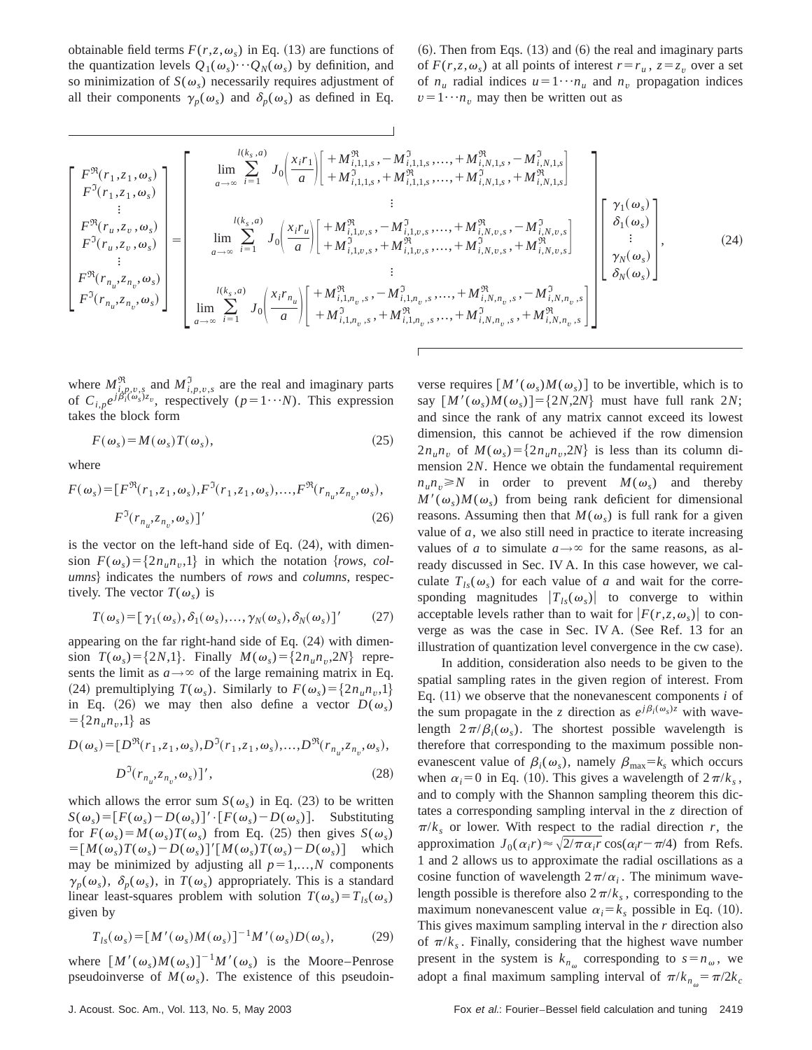obtainable field terms $F(r,z,\omega_s)$ in Eq. (13) are functions of the quantization levels $Q_1(\omega_s)\cdots Q_N(\omega_s)$ by definition, and so minimization of $S(\omega_s)$ necessarily requires adjustment of all their components $\gamma_p(\omega_s)$ and $\delta_p(\omega_s)$ as defined in Eq. (6). Then from Eqs. (13) and (6) the real and imaginary parts of $F(r,z,\omega_s)$ at all points of interest $r=r_u$, $z=z_v$ over a set of $n_u$ radial indices $u=1\cdots n_u$ and $n_v$ propagation indices $v=1\cdots n_v$ may then be written out as

$$\begin{bmatrix} F^{\Re}(r_1,z_1,\omega_s) \\ F^{\Im}(r_1,z_1,\omega_s) \\ \vdots \\ F^{\Re}(r_u,z_v,\omega_s) \\ F^{\Im}(r_u,z_v,\omega_s) \\ \vdots \\ F^{\Re}(r_{n_u},z_{n_v},\omega_s) \\ F^{\Im}(r_{n_u},z_{n_v},\omega_s) \end{bmatrix} = \begin{bmatrix} \lim\limits_{a\to\infty} \sum\limits_{i=1}^{l(k_s,a)} J_0\left(\dfrac{x_i r_1}{a}\right) \begin{bmatrix} +M^{\Re}_{i,1,1,s}, -M^{\Im}_{i,1,1,s}, \ldots, +M^{\Re}_{i,N,1,s}, -M^{\Im}_{i,N,1,s} \\ +M^{\Im}_{i,1,1,s}, +M^{\Re}_{i,1,1,s}, \ldots, +M^{\Im}_{i,N,1,s}, +M^{\Re}_{i,N,1,s} \end{bmatrix} \\ \vdots \\ \lim\limits_{a\to\infty} \sum\limits_{i=1}^{l(k_s,a)} J_0\left(\dfrac{x_i r_u}{a}\right) \begin{bmatrix} +M^{\Re}_{i,1,v,s}, -M^{\Im}_{i,1,v,s}, \ldots, +M^{\Re}_{i,N,v,s}, -M^{\Im}_{i,N,v,s} \\ +M^{\Im}_{i,1,v,s}, +M^{\Re}_{i,1,v,s}, \ldots, +M^{\Im}_{i,N,v,s}, +M^{\Re}_{i,N,v,s} \end{bmatrix} \\ \vdots \\ \lim\limits_{a\to\infty} \sum\limits_{i=1}^{l(k_s,a)} J_0\left(\dfrac{x_i r_{n_u}}{a}\right) \begin{bmatrix} +M^{\Re}_{i,1,n_v,s}, -M^{\Im}_{i,1,n_v,s}, \ldots, +M^{\Re}_{i,N,n_v,s}, -M^{\Im}_{i,N,n_v,s} \\ +M^{\Im}_{i,1,n_v,s}, +M^{\Re}_{i,1,n_v,s}, \ldots, +M^{\Im}_{i,N,n_v,s}, +M^{\Re}_{i,N,n_v,s} \end{bmatrix} \end{bmatrix} \begin{bmatrix} \gamma_1(\omega_s) \\ \delta_1(\omega_s) \\ \vdots \\ \gamma_N(\omega_s) \\ \delta_N(\omega_s) \end{bmatrix}, \tag{24}$$

where $M^{\Re}_{i,p,v,s}$ and $M^{\Im}_{i,p,v,s}$ are the real and imaginary parts of $C_{i,p}e^{j\beta_i(\omega_s)z_v}$, respectively ($p=1\cdots N$). This expression takes the block form

$$F(\omega_s)=M(\omega_s)T(\omega_s), \tag{25}$$

where

$$F(\omega_s)=[F^{\Re}(r_1,z_1,\omega_s),F^{\Im}(r_1,z_1,\omega_s),\ldots,F^{\Re}(r_{n_u},z_{n_v},\omega_s), F^{\Im}(r_{n_u},z_{n_v},\omega_s)]' \tag{26}$$

is the vector on the left-hand side of Eq. (24), with dimension $F(\omega_s)=\{2n_un_v,1\}$ in which the notation {*rows*, *columns*} indicates the numbers of *rows* and *columns*, respectively. The vector $T(\omega_s)$ is

$$T(\omega_s)=[\gamma_1(\omega_s),\delta_1(\omega_s),\ldots,\gamma_N(\omega_s),\delta_N(\omega_s)]' \tag{27}$$

appearing on the far right-hand side of Eq. (24) with dimension $T(\omega_s)=\{2N,1\}$. Finally $M(\omega_s)=\{2n_un_v,2N\}$ represents the limit as $a\to\infty$ of the large remaining matrix in Eq. (24) premultiplying $T(\omega_s)$. Similarly to $F(\omega_s)=\{2n_un_v,1\}$ in Eq. (26) we may then also define a vector $D(\omega_s)=\{2n_un_v,1\}$ as

$$D(\omega_s)=[D^{\Re}(r_1,z_1,\omega_s),D^{\Im}(r_1,z_1,\omega_s),\ldots,D^{\Re}(r_{n_u},z_{n_v},\omega_s), D^{\Im}(r_{n_u},z_{n_v},\omega_s)]', \tag{28}$$

which allows the error sum $S(\omega_s)$ in Eq. (23) to be written $S(\omega_s)=[F(\omega_s)-D(\omega_s)]'\cdot[F(\omega_s)-D(\omega_s)]$. Substituting for $F(\omega_s)=M(\omega_s)T(\omega_s)$ from Eq. (25) then gives $S(\omega_s)=[M(\omega_s)T(\omega_s)-D(\omega_s)]'[M(\omega_s)T(\omega_s)-D(\omega_s)]$ which may be minimized by adjusting all $p=1,\ldots,N$ components $\gamma_p(\omega_s)$, $\delta_p(\omega_s)$, in $T(\omega_s)$ appropriately. This is a standard linear least-squares problem with solution $T(\omega_s)=T_{ls}(\omega_s)$ given by

$$T_{ls}(\omega_s)=[M'(\omega_s)M(\omega_s)]^{-1}M'(\omega_s)D(\omega_s), \tag{29}$$

where $[M'(\omega_s)M(\omega_s)]^{-1}M'(\omega_s)$ is the Moore–Penrose pseudoinverse of $M(\omega_s)$. The existence of this pseudoinverse requires $[M'(\omega_s)M(\omega_s)]$ to be invertible, which is to say $[M'(\omega_s)M(\omega_s)]=\{2N,2N\}$ must have full rank $2N$; and since the rank of any matrix cannot exceed its lowest dimension, this cannot be achieved if the row dimension $2n_un_v$ of $M(\omega_s)=\{2n_un_v,2N\}$ is less than its column dimension $2N$. Hence we obtain the fundamental requirement $n_un_v\geq N$ in order to prevent $M(\omega_s)$ and thereby $M'(\omega_s)M(\omega_s)$ from being rank deficient for dimensional reasons. Assuming then that $M(\omega_s)$ is full rank for a given value of $a$, we also still need in practice to iterate increasing values of $a$ to simulate $a\to\infty$ for the same reasons, as already discussed in Sec. IV A. In this case however, we calculate $T_{ls}(\omega_s)$ for each value of $a$ and wait for the corresponding magnitudes $|T_{ls}(\omega_s)|$ to converge to within acceptable levels rather than to wait for $|F(r,z,\omega_s)|$ to converge as was the case in Sec. IV A. (See Ref. 13 for an illustration of quantization level convergence in the cw case).

In addition, consideration also needs to be given to the spatial sampling rates in the given region of interest. From Eq. (11) we observe that the nonevanescent components $i$ of the sum propagate in the $z$ direction as $e^{j\beta_i(\omega_s)z}$ with wavelength $2\pi/\beta_i(\omega_s)$. The shortest possible wavelength is therefore that corresponding to the maximum possible nonevanescent value of $\beta_i(\omega_s)$, namely $\beta_{\max}=k_s$ which occurs when $\alpha_i=0$ in Eq. (10). This gives a wavelength of $2\pi/k_s$, and to comply with the Shannon sampling theorem this dictates a corresponding sampling interval in the $z$ direction of $\pi/k_s$ or lower. With respect to the radial direction $r$, the approximation $J_0(\alpha_ir)\approx\sqrt{2/\pi\alpha_ir}\cos(\alpha_ir-\pi/4)$ from Refs. 1 and 2 allows us to approximate the radial oscillations as a cosine function of wavelength $2\pi/\alpha_i$. The minimum wavelength possible is therefore also $2\pi/k_s$, corresponding to the maximum nonevanescent value $\alpha_i=k_s$ possible in Eq. (10). This gives maximum sampling interval in the $r$ direction also of $\pi/k_s$. Finally, considering that the highest wave number present in the system is $k_{n_\omega}$ corresponding to $s=n_\omega$, we adopt a final maximum sampling interval of $\pi/k_{n_\omega}=\pi/2k_c$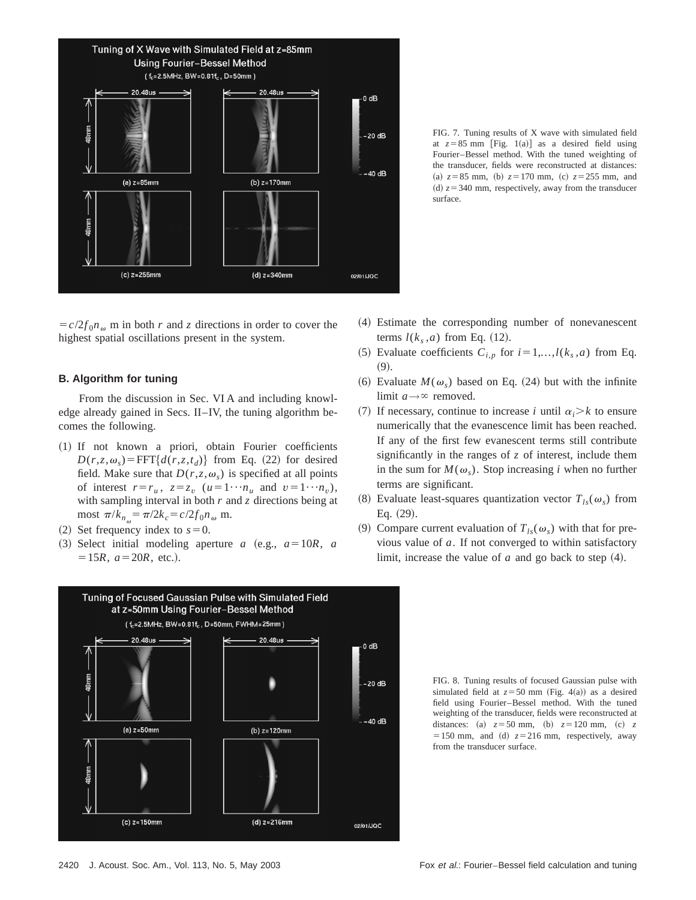FIG. 7. Tuning results of X wave with simulated field at $z=85$ mm [Fig. 1(a)] as a desired field using Fourier–Bessel method. With the tuned weighting of the transducer, fields were reconstructed at distances: (a) $z=85$ mm, (b) $z=170$ mm, (c) $z=255$ mm, and (d) $z=340$ mm, respectively, away from the transducer surface.

$=c/2f_0 n_\omega$ m in both $r$ and $z$ directions in order to cover the highest spatial oscillations present in the system.

### B. Algorithm for tuning

From the discussion in Sec. VI A and including knowledge already gained in Secs. II–IV, the tuning algorithm becomes the following.

(1) If not known a priori, obtain Fourier coefficients $D(r,z,\omega_s)=\mathrm{FFT}\{d(r,z,t_d)\}$ from Eq. (22) for desired field. Make sure that $D(r,z,\omega_s)$ is specified at all points of interest $r=r_u$, $z=z_v$ ($u=1\cdots n_u$ and $v=1\cdots n_v$), with sampling interval in both $r$ and $z$ directions being at most $\pi/k_{n_\omega}=\pi/2k_c=c/2f_0 n_\omega$ m.

(2) Set frequency index to $s=0$.

(3) Select initial modeling aperture $a$ (e.g., $a=10R$, $a=15R$, $a=20R$, etc.).

(4) Estimate the corresponding number of nonevanescent terms $l(k_s,a)$ from Eq. (12).

(5) Evaluate coefficients $C_{i,p}$ for $i=1,\ldots,l(k_s,a)$ from Eq. (9).

(6) Evaluate $M(\omega_s)$ based on Eq. (24) but with the infinite limit $a\rightarrow\infty$ removed.

(7) If necessary, continue to increase $i$ until $\alpha_i>k$ to ensure numerically that the evanescence limit has been reached. If any of the first few evanescent terms still contribute significantly in the ranges of $z$ of interest, include them in the sum for $M(\omega_s)$. Stop increasing $i$ when no further terms are significant.

(8) Evaluate least-squares quantization vector $T_{ls}(\omega_s)$ from Eq. (29).

(9) Compare current evaluation of $T_{ls}(\omega_s)$ with that for previous value of $a$. If not converged to within satisfactory limit, increase the value of $a$ and go back to step (4).

FIG. 8. Tuning results of focused Gaussian pulse with simulated field at $z=50$ mm (Fig. 4(a)) as a desired field using Fourier–Bessel method. With the tuned weighting of the transducer, fields were reconstructed at distances: (a) $z=50$ mm, (b) $z=120$ mm, (c) $z=150$ mm, and (d) $z=216$ mm, respectively, away from the transducer surface.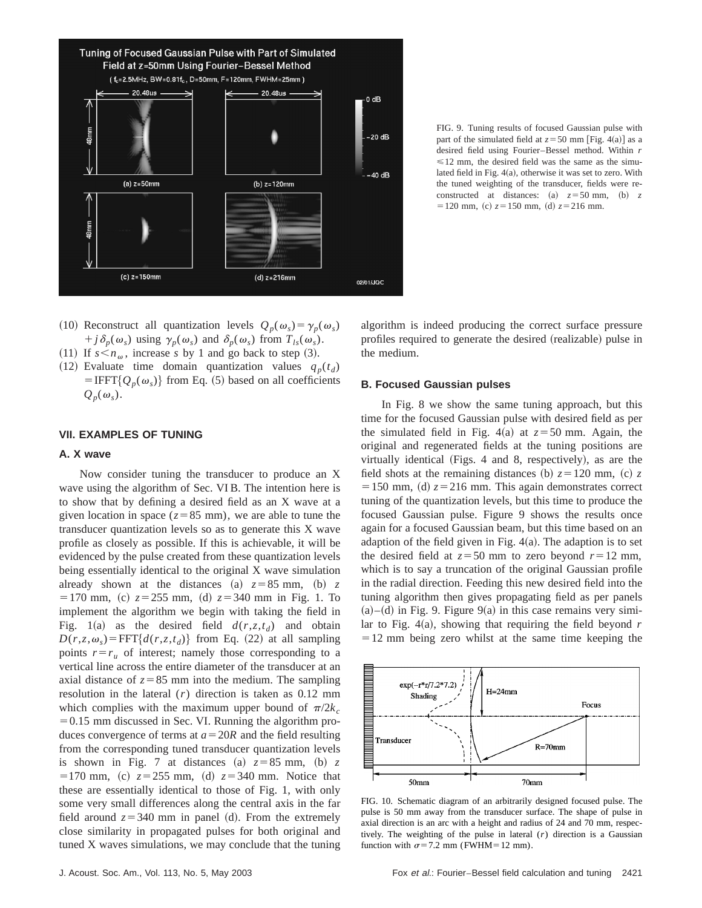FIG. 9. Tuning results of focused Gaussian pulse with part of the simulated field at $z=50$ mm [Fig. 4(a)] as a desired field using Fourier–Bessel method. Within $r \leq 12$ mm, the desired field was the same as the simulated field in Fig. 4(a), otherwise it was set to zero. With the tuned weighting of the transducer, fields were reconstructed at distances: (a) $z=50$ mm, (b) $z=120$ mm, (c) $z=150$ mm, (d) $z=216$ mm.

(10) Reconstruct all quantization levels $Q_p(\omega_s)=\gamma_p(\omega_s)+j\delta_p(\omega_s)$ using $\gamma_p(\omega_s)$ and $\delta_p(\omega_s)$ from $T_{ls}(\omega_s)$.

(11) If $s<n_\omega$, increase $s$ by 1 and go back to step (3).

(12) Evaluate time domain quantization values $q_p(t_d)=\mathrm{IFFT}\{Q_p(\omega_s)\}$ from Eq. (5) based on all coefficients $Q_p(\omega_s)$.

## VII. EXAMPLES OF TUNING

### A. X wave

Now consider tuning the transducer to produce an X wave using the algorithm of Sec. VI B. The intention here is to show that by defining a desired field as an X wave at a given location in space ($z=85$ mm), we are able to tune the transducer quantization levels so as to generate this X wave profile as closely as possible. If this is achievable, it will be evidenced by the pulse created from these quantization levels being essentially identical to the original X wave simulation already shown at the distances (a) $z=85$ mm, (b) $z=170$ mm, (c) $z=255$ mm, (d) $z=340$ mm in Fig. 1. To implement the algorithm we begin with taking the field in Fig. 1(a) as the desired field $d(r,z,t_d)$ and obtain $D(r,z,\omega_s)=\mathrm{FFT}\{d(r,z,t_d)\}$ from Eq. (22) at all sampling points $r=r_u$ of interest; namely those corresponding to a vertical line across the entire diameter of the transducer at an axial distance of $z=85$ mm into the medium. The sampling resolution in the lateral ($r$) direction is taken as 0.12 mm which complies with the maximum upper bound of $\pi/2k_c=0.15$ mm discussed in Sec. VI. Running the algorithm produces convergence of terms at $a=20R$ and the field resulting from the corresponding tuned transducer quantization levels is shown in Fig. 7 at distances (a) $z=85$ mm, (b) $z=170$ mm, (c) $z=255$ mm, (d) $z=340$ mm. Notice that these are essentially identical to those of Fig. 1, with only some very small differences along the central axis in the far field around $z=340$ mm in panel (d). From the extremely close similarity in propagated pulses for both original and tuned X waves simulations, we may conclude that the tuning algorithm is indeed producing the correct surface pressure profiles required to generate the desired (realizable) pulse in the medium.

### B. Focused Gaussian pulses

In Fig. 8 we show the same tuning approach, but this time for the focused Gaussian pulse with desired field as per the simulated field in Fig. 4(a) at $z=50$ mm. Again, the original and regenerated fields at the tuning positions are virtually identical (Figs. 4 and 8, respectively), as are the field shots at the remaining distances (b) $z=120$ mm, (c) $z=150$ mm, (d) $z=216$ mm. This again demonstrates correct tuning of the quantization levels, but this time to produce the focused Gaussian pulse. Figure 9 shows the results once again for a focused Gaussian beam, but this time based on an adaption of the field given in Fig. 4(a). The adaption is to set the desired field at $z=50$ mm to zero beyond $r=12$ mm, which is to say a truncation of the original Gaussian profile in the radial direction. Feeding this new desired field into the tuning algorithm then gives propagating field as per panels (a)–(d) in Fig. 9. Figure 9(a) in this case remains very similar to Fig. 4(a), showing that requiring the field beyond $r=12$ mm being zero whilst at the same time keeping the

FIG. 10. Schematic diagram of an arbitrarily designed focused pulse. The pulse is 50 mm away from the transducer surface. The shape of pulse in axial direction is an arc with a height and radius of 24 and 70 mm, respectively. The weighting of the pulse in lateral ($r$) direction is a Gaussian function with $\sigma=7.2$ mm (FWHM=12 mm).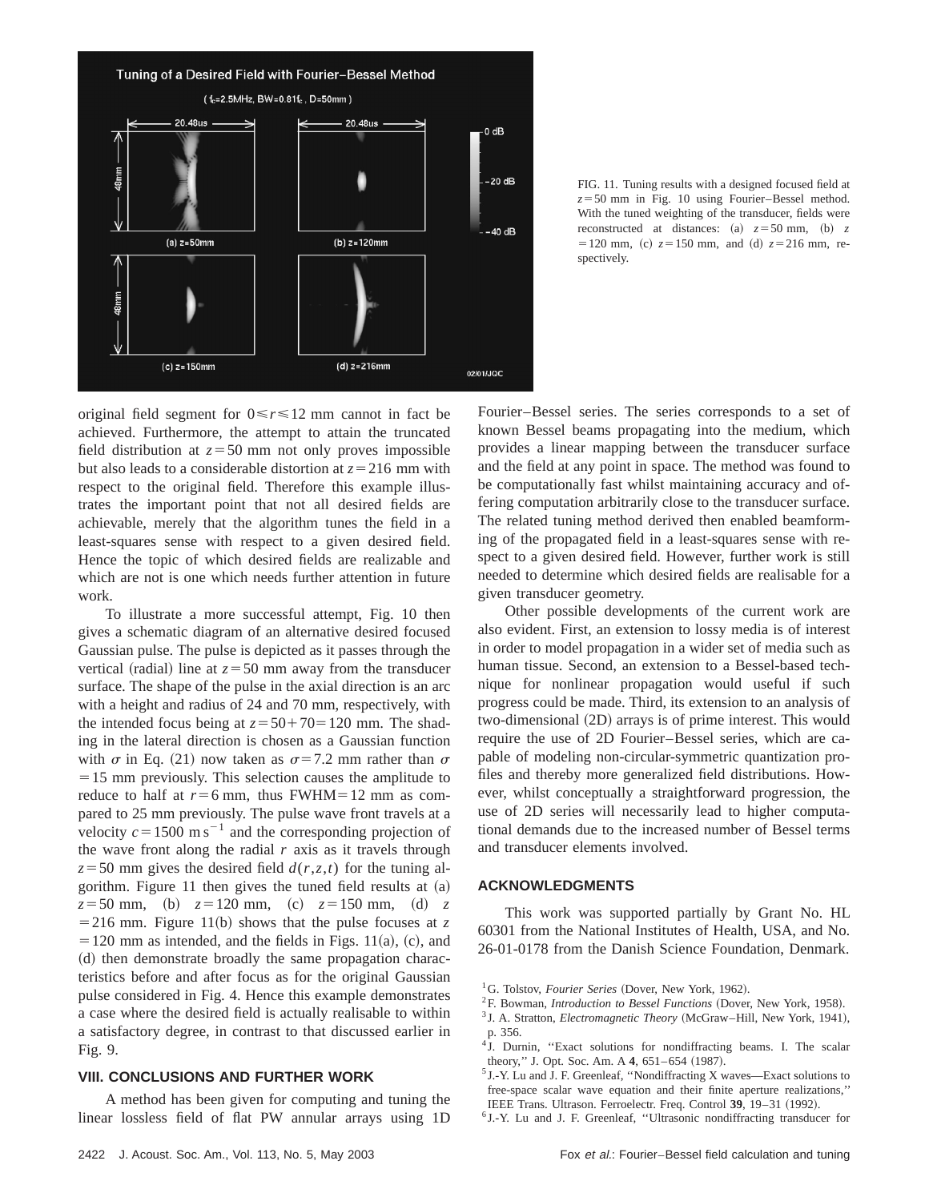FIG. 11. Tuning results with a designed focused field at $z=50$ mm in Fig. 10 using Fourier–Bessel method. With the tuned weighting of the transducer, fields were reconstructed at distances: (a) $z=50$ mm, (b) $z=120$ mm, (c) $z=150$ mm, and (d) $z=216$ mm, respectively.

original field segment for $0 \leq r \leq 12$ mm cannot in fact be achieved. Furthermore, the attempt to attain the truncated field distribution at $z=50$ mm not only proves impossible but also leads to a considerable distortion at $z=216$ mm with respect to the original field. Therefore this example illustrates the important point that not all desired fields are achievable, merely that the algorithm tunes the field in a least-squares sense with respect to a given desired field. Hence the topic of which desired fields are realizable and which are not is one which needs further attention in future work.

To illustrate a more successful attempt, Fig. 10 then gives a schematic diagram of an alternative desired focused Gaussian pulse. The pulse is depicted as it passes through the vertical (radial) line at $z=50$ mm away from the transducer surface. The shape of the pulse in the axial direction is an arc with a height and radius of 24 and 70 mm, respectively, with the intended focus being at $z=50+70=120$ mm. The shading in the lateral direction is chosen as a Gaussian function with $\sigma$ in Eq. (21) now taken as $\sigma=7.2$ mm rather than $\sigma=15$ mm previously. This selection causes the amplitude to reduce to half at $r=6$ mm, thus FWHM $=12$ mm as compared to 25 mm previously. The pulse wave front travels at a velocity $c=1500 \text{ m s}^{-1}$ and the corresponding projection of the wave front along the radial $r$ axis as it travels through $z=50$ mm gives the desired field $d(r,z,t)$ for the tuning algorithm. Figure 11 then gives the tuned field results at (a) $z=50$ mm, (b) $z=120$ mm, (c) $z=150$ mm, (d) $z=216$ mm. Figure 11(b) shows that the pulse focuses at $z=120$ mm as intended, and the fields in Figs. 11(a), (c), and (d) then demonstrate broadly the same propagation characteristics before and after focus as for the original Gaussian pulse considered in Fig. 4. Hence this example demonstrates a case where the desired field is actually realisable to within a satisfactory degree, in contrast to that discussed earlier in Fig. 9.

## VIII. CONCLUSIONS AND FURTHER WORK

A method has been given for computing and tuning the linear lossless field of flat PW annular arrays using 1D Fourier–Bessel series. The series corresponds to a set of known Bessel beams propagating into the medium, which provides a linear mapping between the transducer surface and the field at any point in space. The method was found to be computationally fast whilst maintaining accuracy and offering computation arbitrarily close to the transducer surface. The related tuning method derived then enabled beamforming of the propagated field in a least-squares sense with respect to a given desired field. However, further work is still needed to determine which desired fields are realisable for a given transducer geometry.

Other possible developments of the current work are also evident. First, an extension to lossy media is of interest in order to model propagation in a wider set of media such as human tissue. Second, an extension to a Bessel-based technique for nonlinear propagation would useful if such progress could be made. Third, its extension to an analysis of two-dimensional (2D) arrays is of prime interest. This would require the use of 2D Fourier–Bessel series, which are capable of modeling non-circular-symmetric quantization profiles and thereby more generalized field distributions. However, whilst conceptually a straightforward progression, the use of 2D series will necessarily lead to higher computational demands due to the increased number of Bessel terms and transducer elements involved.

## ACKNOWLEDGMENTS

This work was supported partially by Grant No. HL 60301 from the National Institutes of Health, USA, and No. 26-01-0178 from the Danish Science Foundation, Denmark.

[1] G. Tolstov, *Fourier Series* (Dover, New York, 1962).

[2] F. Bowman, *Introduction to Bessel Functions* (Dover, New York, 1958).

[3] J. A. Stratton, *Electromagnetic Theory* (McGraw–Hill, New York, 1941), p. 356.

[4] J. Durnin, "Exact solutions for nondiffracting beams. I. The scalar theory," J. Opt. Soc. Am. A **4**, 651–654 (1987).

[5] J.-Y. Lu and J. F. Greenleaf, "Nondiffracting X waves—Exact solutions to free-space scalar wave equation and their finite aperture realizations," IEEE Trans. Ultrason. Ferroelectr. Freq. Control **39**, 19–31 (1992).

[6] J.-Y. Lu and J. F. Greenleaf, "Ultrasonic nondiffracting transducer for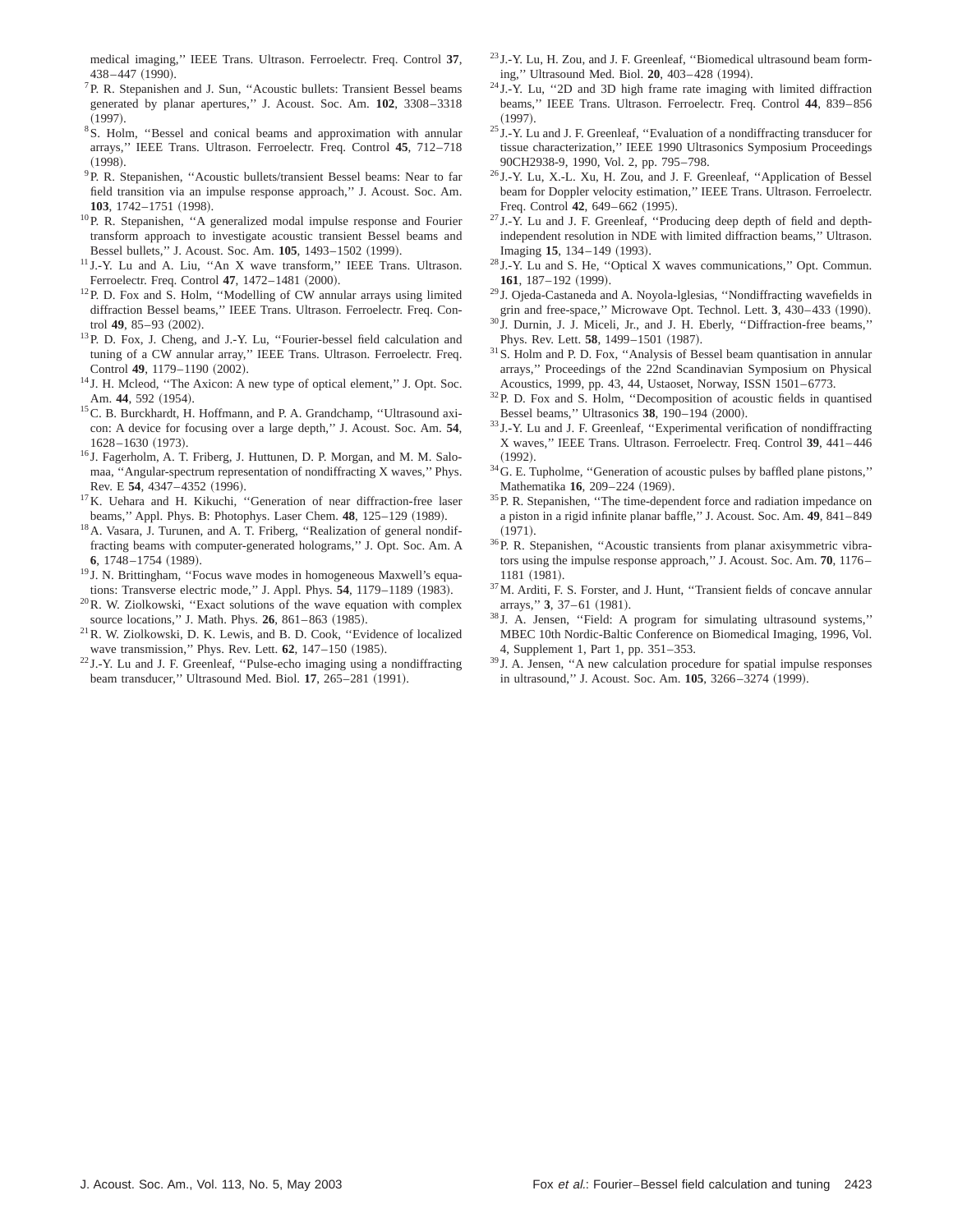medical imaging,'' IEEE Trans. Ultrason. Ferroelectr. Freq. Control **37**, 438–447 (1990).

[7] P. R. Stepanishen and J. Sun, ''Acoustic bullets: Transient Bessel beams generated by planar apertures,'' J. Acoust. Soc. Am. **102**, 3308–3318 (1997).

[8] S. Holm, ''Bessel and conical beams and approximation with annular arrays,'' IEEE Trans. Ultrason. Ferroelectr. Freq. Control **45**, 712–718 (1998).

[9] P. R. Stepanishen, ''Acoustic bullets/transient Bessel beams: Near to far field transition via an impulse response approach,'' J. Acoust. Soc. Am. **103**, 1742–1751 (1998).

[10] P. R. Stepanishen, ''A generalized modal impulse response and Fourier transform approach to investigate acoustic transient Bessel beams and Bessel bullets,'' J. Acoust. Soc. Am. **105**, 1493–1502 (1999).

[11] J.-Y. Lu and A. Liu, ''An X wave transform,'' IEEE Trans. Ultrason. Ferroelectr. Freq. Control **47**, 1472–1481 (2000).

[12] P. D. Fox and S. Holm, ''Modelling of CW annular arrays using limited diffraction Bessel beams,'' IEEE Trans. Ultrason. Ferroelectr. Freq. Control **49**, 85–93 (2002).

[13] P. D. Fox, J. Cheng, and J.-Y. Lu, ''Fourier-bessel field calculation and tuning of a CW annular array,'' IEEE Trans. Ultrason. Ferroelectr. Freq. Control **49**, 1179–1190 (2002).

[14] J. H. Mcleod, ''The Axicon: A new type of optical element,'' J. Opt. Soc. Am. **44**, 592 (1954).

[15] C. B. Burckhardt, H. Hoffmann, and P. A. Grandchamp, ''Ultrasound axicon: A device for focusing over a large depth,'' J. Acoust. Soc. Am. **54**, 1628–1630 (1973).

[16] J. Fagerholm, A. T. Friberg, J. Huttunen, D. P. Morgan, and M. M. Salomaa, ''Angular-spectrum representation of nondiffracting X waves,'' Phys. Rev. E **54**, 4347–4352 (1996).

[17] K. Uehara and H. Kikuchi, ''Generation of near diffraction-free laser beams,'' Appl. Phys. B: Photophys. Laser Chem. **48**, 125–129 (1989).

[18] A. Vasara, J. Turunen, and A. T. Friberg, ''Realization of general nondiffracting beams with computer-generated holograms,'' J. Opt. Soc. Am. A **6**, 1748–1754 (1989).

[19] J. N. Brittingham, ''Focus wave modes in homogeneous Maxwell's equations: Transverse electric mode,'' J. Appl. Phys. **54**, 1179–1189 (1983).

[20] R. W. Ziolkowski, ''Exact solutions of the wave equation with complex source locations,'' J. Math. Phys. **26**, 861–863 (1985).

[21] R. W. Ziolkowski, D. K. Lewis, and B. D. Cook, ''Evidence of localized wave transmission,'' Phys. Rev. Lett. **62**, 147–150 (1985).

[22] J.-Y. Lu and J. F. Greenleaf, ''Pulse-echo imaging using a nondiffracting beam transducer,'' Ultrasound Med. Biol. **17**, 265–281 (1991).

[23] J.-Y. Lu, H. Zou, and J. F. Greenleaf, ''Biomedical ultrasound beam forming,'' Ultrasound Med. Biol. **20**, 403–428 (1994).

[24] J.-Y. Lu, ''2D and 3D high frame rate imaging with limited diffraction beams,'' IEEE Trans. Ultrason. Ferroelectr. Freq. Control **44**, 839–856 (1997).

[25] J.-Y. Lu and J. F. Greenleaf, ''Evaluation of a nondiffracting transducer for tissue characterization,'' IEEE 1990 Ultrasonics Symposium Proceedings 90CH2938-9, 1990, Vol. 2, pp. 795–798.

[26] J.-Y. Lu, X.-L. Xu, H. Zou, and J. F. Greenleaf, ''Application of Bessel beam for Doppler velocity estimation,'' IEEE Trans. Ultrason. Ferroelectr. Freq. Control **42**, 649–662 (1995).

[27] J.-Y. Lu and J. F. Greenleaf, ''Producing deep depth of field and depth-independent resolution in NDE with limited diffraction beams,'' Ultrason. Imaging **15**, 134–149 (1993).

[28] J.-Y. Lu and S. He, ''Optical X waves communications,'' Opt. Commun. **161**, 187–192 (1999).

[29] J. Ojeda-Castaneda and A. Noyola-lglesias, ''Nondiffracting wavefields in grin and free-space,'' Microwave Opt. Technol. Lett. **3**, 430–433 (1990).

[30] J. Durnin, J. J. Miceli, Jr., and J. H. Eberly, ''Diffraction-free beams,'' Phys. Rev. Lett. **58**, 1499–1501 (1987).

[31] S. Holm and P. D. Fox, ''Analysis of Bessel beam quantisation in annular arrays,'' Proceedings of the 22nd Scandinavian Symposium on Physical Acoustics, 1999, pp. 43, 44, Ustaoset, Norway, ISSN 1501–6773.

[32] P. D. Fox and S. Holm, ''Decomposition of acoustic fields in quantised Bessel beams,'' Ultrasonics **38**, 190–194 (2000).

[33] J.-Y. Lu and J. F. Greenleaf, ''Experimental verification of nondiffracting X waves,'' IEEE Trans. Ultrason. Ferroelectr. Freq. Control **39**, 441–446 (1992).

[34] G. E. Tupholme, ''Generation of acoustic pulses by baffled plane pistons,'' Mathematika **16**, 209–224 (1969).

[35] P. R. Stepanishen, ''The time-dependent force and radiation impedance on a piston in a rigid infinite planar baffle,'' J. Acoust. Soc. Am. **49**, 841–849 (1971).

[36] P. R. Stepanishen, ''Acoustic transients from planar axisymmetric vibrators using the impulse response approach,'' J. Acoust. Soc. Am. **70**, 1176–1181 (1981).

[37] M. Arditi, F. S. Forster, and J. Hunt, ''Transient fields of concave annular arrays,'' **3**, 37–61 (1981).

[38] J. A. Jensen, ''Field: A program for simulating ultrasound systems,'' MBEC 10th Nordic-Baltic Conference on Biomedical Imaging, 1996, Vol. 4, Supplement 1, Part 1, pp. 351–353.

[39] J. A. Jensen, ''A new calculation procedure for spatial impulse responses in ultrasound,'' J. Acoust. Soc. Am. **105**, 3266–3274 (1999).